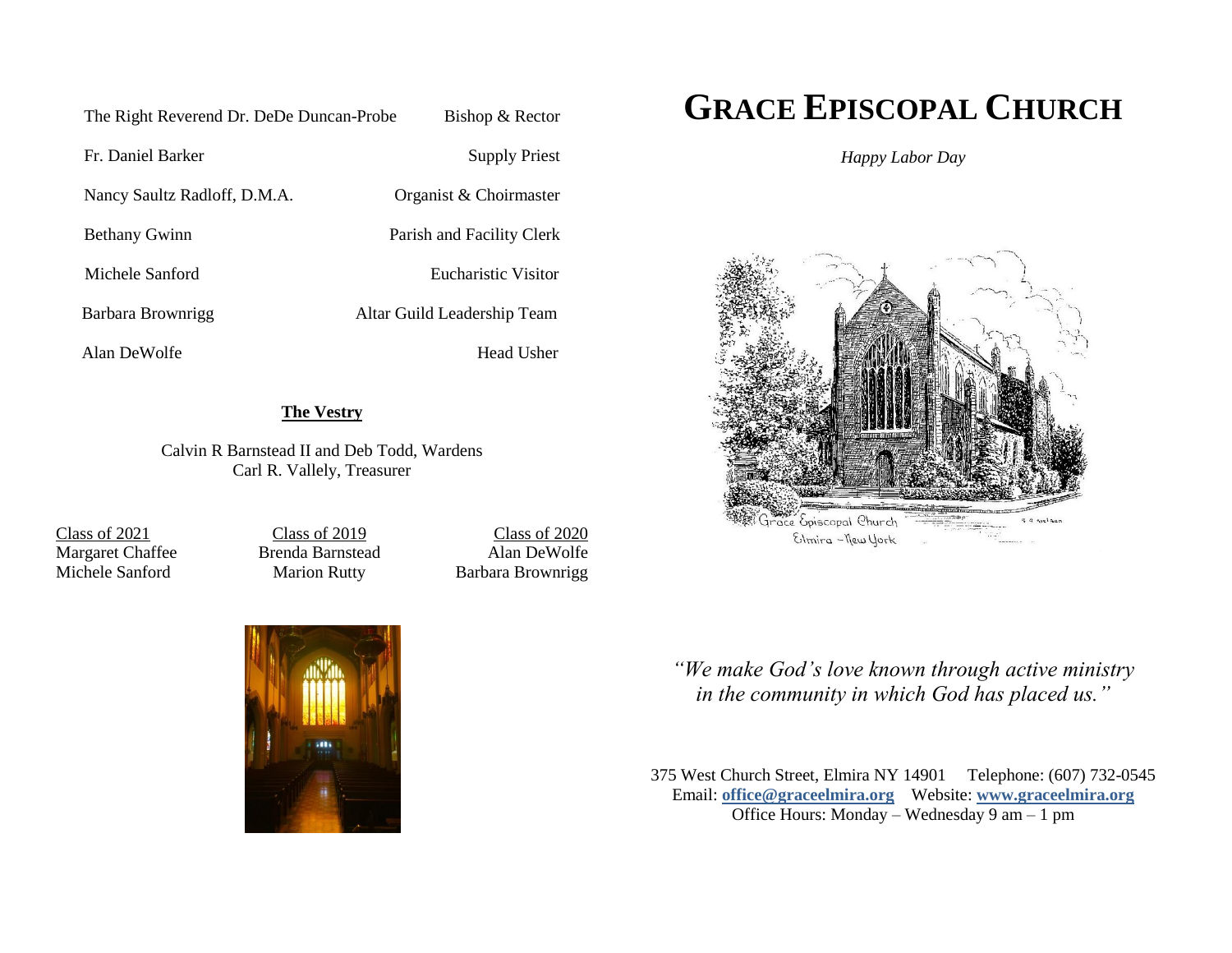| | |
|---|---|
| The Right Reverend Dr. DeDe Duncan-Probe | Bishop & Rector |
| Fr. Daniel Barker | Supply Priest |
| Nancy Saultz Radloff, D.M.A. | Organist & Choirmaster |
| Bethany Gwinn | Parish and Facility Clerk |
| Michele Sanford | Eucharistic Visitor |
| Barbara Brownrigg | Altar Guild Leadership Team |
| Alan DeWolfe | Head Usher |

**The Vestry**

Calvin R Barnstead II and Deb Todd, Wardens
Carl R. Vallely, Treasurer

| Class of 2021 | Class of 2019 | Class of 2020 |
|---|---|---|
| Margaret Chaffee | Brenda Barnstead | Alan DeWolfe |
| Michele Sanford | Marion Rutty | Barbara Brownrigg |

# GRACE EPISCOPAL CHURCH

*Happy Labor Day*

Grace Episcopal Church
Elmira – New York

*"We make God's love known through active ministry in the community in which God has placed us."*

375 West Church Street, Elmira NY 14901 Telephone: (607) 732-0545
Email: **office@graceelmira.org** Website: **www.graceelmira.org**
Office Hours: Monday – Wednesday 9 am – 1 pm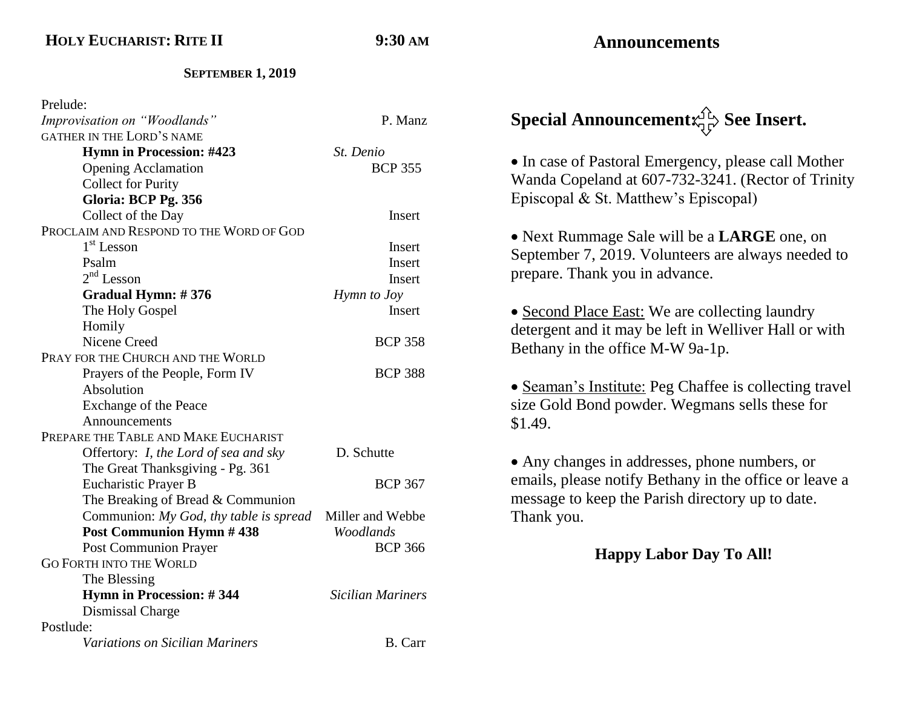**HOLY EUCHARIST: RITE II** **9:30 AM**

**SEPTEMBER 1, 2019**

Prelude:
*Improvisation on "Woodlands"* P. Manz

GATHER IN THE LORD'S NAME

- **Hymn in Procession: #423** *St. Denio*
- Opening Acclamation BCP 355
- Collect for Purity
- **Gloria: BCP Pg. 356**
- Collect of the Day Insert

PROCLAIM AND RESPOND TO THE WORD OF GOD

- 1st Lesson Insert
- Psalm Insert
- 2nd Lesson Insert
- **Gradual Hymn: # 376** *Hymn to Joy*
- The Holy Gospel Insert
- Homily
- Nicene Creed BCP 358

PRAY FOR THE CHURCH AND THE WORLD

- Prayers of the People, Form IV BCP 388
- Absolution
- Exchange of the Peace
- Announcements

PREPARE THE TABLE AND MAKE EUCHARIST

- Offertory: *I, the Lord of sea and sky* D. Schutte
- The Great Thanksgiving - Pg. 361
- Eucharistic Prayer B BCP 367
- The Breaking of Bread & Communion
- Communion: *My God, thy table is spread* Miller and Webbe
- **Post Communion Hymn # 438** *Woodlands*
- Post Communion Prayer BCP 366

GO FORTH INTO THE WORLD

- The Blessing
- **Hymn in Procession: # 344** *Sicilian Mariners*
- Dismissal Charge

Postlude:
*Variations on Sicilian Mariners* B. Carr

# Announcements

## Special Announcement: ✠ See Insert.

- In case of Pastoral Emergency, please call Mother Wanda Copeland at 607-732-3241. (Rector of Trinity Episcopal & St. Matthew's Episcopal)

- Next Rummage Sale will be a **LARGE** one, on September 7, 2019. Volunteers are always needed to prepare. Thank you in advance.

- Second Place East: We are collecting laundry detergent and it may be left in Welliver Hall or with Bethany in the office M-W 9a-1p.

- Seaman's Institute: Peg Chaffee is collecting travel size Gold Bond powder. Wegmans sells these for $1.49.

- Any changes in addresses, phone numbers, or emails, please notify Bethany in the office or leave a message to keep the Parish directory up to date. Thank you.

**Happy Labor Day To All!**